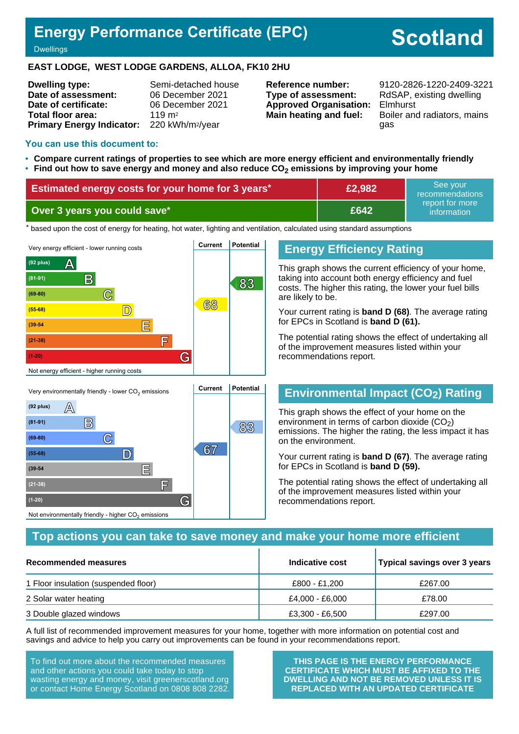# Energy Performance Certificate (EPC)

Dwellings

# Scotland

**EAST LODGE, WEST LODGE GARDENS, ALLOA, FK10 2HU**

| | |
|---|---|
| **Dwelling type:** | Semi-detached house |
| **Date of assessment:** | 06 December 2021 |
| **Date of certificate:** | 06 December 2021 |
| **Total floor area:** | 119 m² |
| **Primary Energy Indicator:** | 220 kWh/m²/year |

| | |
|---|---|
| **Reference number:** | 9120-2826-1220-2409-3221 |
| **Type of assessment:** | RdSAP, existing dwelling |
| **Approved Organisation:** | Elmhurst |
| **Main heating and fuel:** | Boiler and radiators, mains gas |

## You can use this document to:

- **Compare current ratings of properties to see which are more energy efficient and environmentally friendly**
- **Find out how to save energy and money and also reduce $CO_2$ emissions by improving your home**

| | | |
|---|---|---|
| **Estimated energy costs for your home for 3 years*** | **£2,982** | See your recommendations report for more information |
| **Over 3 years you could save*** | **£642** | |

\* based upon the cost of energy for heating, hot water, lighting and ventilation, calculated using standard assumptions

Very energy efficient - lower running costs

| Band | Current | Potential |
|---|---|---|
| (92 plus) A | | |
| (81-91) B | | 83 |
| (69-80) C | | |
| (55-68) D | 68 | |
| (39-54) E | | |
| (21-38) F | | |
| (1-20) G | | |

Not energy efficient - higher running costs

## Energy Efficiency Rating

This graph shows the current efficiency of your home, taking into account both energy efficiency and fuel costs. The higher this rating, the lower your fuel bills are likely to be.

Your current rating is **band D (68)**. The average rating for EPCs in Scotland is **band D (61).**

The potential rating shows the effect of undertaking all of the improvement measures listed within your recommendations report.

Very environmentally friendly - lower $CO_2$ emissions

| Band | Current | Potential |
|---|---|---|
| (92 plus) A | | |
| (81-91) B | | 83 |
| (69-80) C | | |
| (55-68) D | 67 | |
| (39-54) E | | |
| (21-38) F | | |
| (1-20) G | | |

Not environmentally friendly - higher $CO_2$ emissions

## Environmental Impact ($CO_2$) Rating

This graph shows the effect of your home on the environment in terms of carbon dioxide ($CO_2$) emissions. The higher the rating, the less impact it has on the environment.

Your current rating is **band D (67)**. The average rating for EPCs in Scotland is **band D (59).**

The potential rating shows the effect of undertaking all of the improvement measures listed within your recommendations report.

## Top actions you can take to save money and make your home more efficient

| Recommended measures | Indicative cost | Typical savings over 3 years |
|---|---|---|
| 1 Floor insulation (suspended floor) | £800 - £1,200 | £267.00 |
| 2 Solar water heating | £4,000 - £6,000 | £78.00 |
| 3 Double glazed windows | £3,300 - £6,500 | £297.00 |

A full list of recommended improvement measures for your home, together with more information on potential cost and savings and advice to help you carry out improvements can be found in your recommendations report.

To find out more about the recommended measures and other actions you could take today to stop wasting energy and money, visit greenerscotland.org or contact Home Energy Scotland on 0808 808 2282.

**THIS PAGE IS THE ENERGY PERFORMANCE CERTIFICATE WHICH MUST BE AFFIXED TO THE DWELLING AND NOT BE REMOVED UNLESS IT IS REPLACED WITH AN UPDATED CERTIFICATE**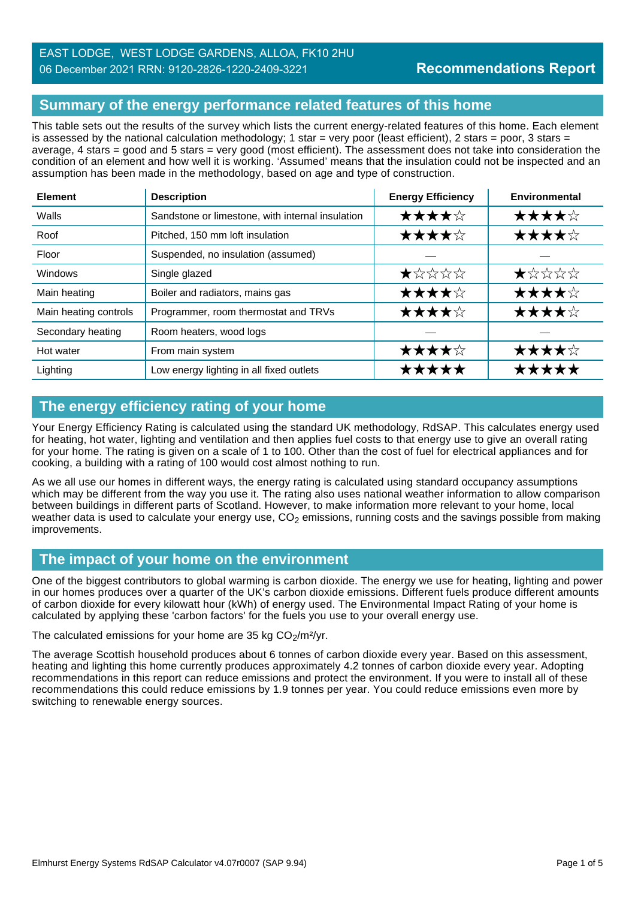EAST LODGE, WEST LODGE GARDENS, ALLOA, FK10 2HU
06 December 2021 RRN: 9120-2826-1220-2409-3221

**Recommendations Report**

## Summary of the energy performance related features of this home

This table sets out the results of the survey which lists the current energy-related features of this home. Each element is assessed by the national calculation methodology; 1 star = very poor (least efficient), 2 stars = poor, 3 stars = average, 4 stars = good and 5 stars = very good (most efficient). The assessment does not take into consideration the condition of an element and how well it is working. 'Assumed' means that the insulation could not be inspected and an assumption has been made in the methodology, based on age and type of construction.

| Element | Description | Energy Efficiency | Environmental |
|---|---|---|---|
| Walls | Sandstone or limestone, with internal insulation | ★★★★☆ | ★★★★☆ |
| Roof | Pitched, 150 mm loft insulation | ★★★★☆ | ★★★★☆ |
| Floor | Suspended, no insulation (assumed) | — | — |
| Windows | Single glazed | ★☆☆☆☆ | ★☆☆☆☆ |
| Main heating | Boiler and radiators, mains gas | ★★★★☆ | ★★★★☆ |
| Main heating controls | Programmer, room thermostat and TRVs | ★★★★☆ | ★★★★☆ |
| Secondary heating | Room heaters, wood logs | — | — |
| Hot water | From main system | ★★★★☆ | ★★★★☆ |
| Lighting | Low energy lighting in all fixed outlets | ★★★★★ | ★★★★★ |

## The energy efficiency rating of your home

Your Energy Efficiency Rating is calculated using the standard UK methodology, RdSAP. This calculates energy used for heating, hot water, lighting and ventilation and then applies fuel costs to that energy use to give an overall rating for your home. The rating is given on a scale of 1 to 100. Other than the cost of fuel for electrical appliances and for cooking, a building with a rating of 100 would cost almost nothing to run.

As we all use our homes in different ways, the energy rating is calculated using standard occupancy assumptions which may be different from the way you use it. The rating also uses national weather information to allow comparison between buildings in different parts of Scotland. However, to make information more relevant to your home, local weather data is used to calculate your energy use, $CO_2$ emissions, running costs and the savings possible from making improvements.

## The impact of your home on the environment

One of the biggest contributors to global warming is carbon dioxide. The energy we use for heating, lighting and power in our homes produces over a quarter of the UK's carbon dioxide emissions. Different fuels produce different amounts of carbon dioxide for every kilowatt hour (kWh) of energy used. The Environmental Impact Rating of your home is calculated by applying these 'carbon factors' for the fuels you use to your overall energy use.

The calculated emissions for your home are 35 kg $CO_2/m^2/yr$.

The average Scottish household produces about 6 tonnes of carbon dioxide every year. Based on this assessment, heating and lighting this home currently produces approximately 4.2 tonnes of carbon dioxide every year. Adopting recommendations in this report can reduce emissions and protect the environment. If you were to install all of these recommendations this could reduce emissions by 1.9 tonnes per year. You could reduce emissions even more by switching to renewable energy sources.

Elmhurst Energy Systems RdSAP Calculator v4.07r0007 (SAP 9.94)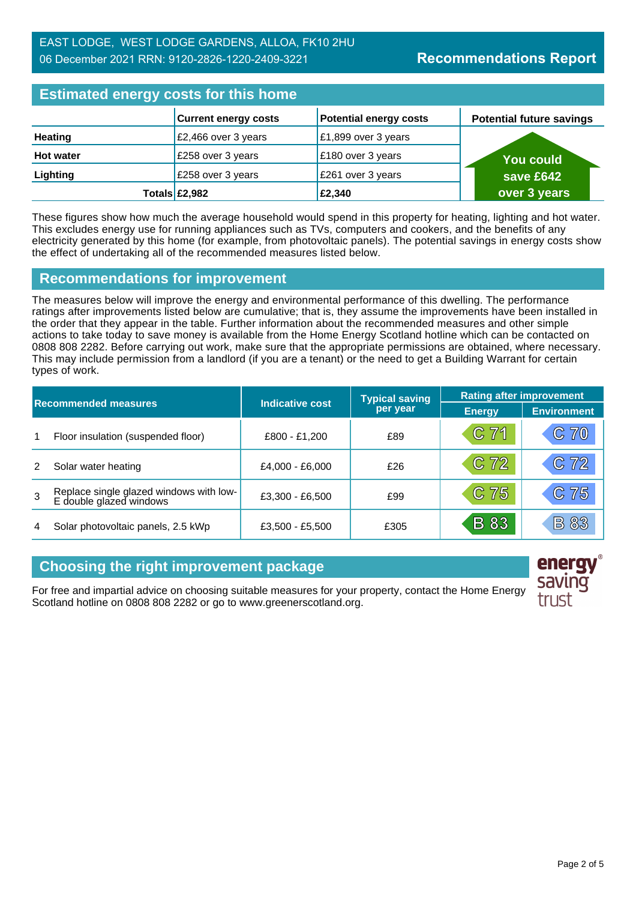EAST LODGE, WEST LODGE GARDENS, ALLOA, FK10 2HU
06 December 2021 RRN: 9120-2826-1220-2409-3221

**Recommendations Report**

## Estimated energy costs for this home

| | Current energy costs | Potential energy costs | Potential future savings |
|---|---|---|---|
| **Heating** | £2,466 over 3 years | £1,899 over 3 years | You could save £642 over 3 years |
| **Hot water** | £258 over 3 years | £180 over 3 years | |
| **Lighting** | £258 over 3 years | £261 over 3 years | |
| **Totals** | **£2,982** | **£2,340** | |

These figures show how much the average household would spend in this property for heating, lighting and hot water. This excludes energy use for running appliances such as TVs, computers and cookers, and the benefits of any electricity generated by this home (for example, from photovoltaic panels). The potential savings in energy costs show the effect of undertaking all of the recommended measures listed below.

## Recommendations for improvement

The measures below will improve the energy and environmental performance of this dwelling. The performance ratings after improvements listed below are cumulative; that is, they assume the improvements have been installed in the order that they appear in the table. Further information about the recommended measures and other simple actions to take today to save money is available from the Home Energy Scotland hotline which can be contacted on 0808 808 2282. Before carrying out work, make sure that the appropriate permissions are obtained, where necessary. This may include permission from a landlord (if you are a tenant) or the need to get a Building Warrant for certain types of work.

| | Recommended measures | Indicative cost | Typical saving per year | Rating after improvement | |
|---|---|---|---|---|---|
| | | | | Energy | Environment |
| 1 | Floor insulation (suspended floor) | £800 - £1,200 | £89 | C 71 | C 70 |
| 2 | Solar water heating | £4,000 - £6,000 | £26 | C 72 | C 72 |
| 3 | Replace single glazed windows with low-E double glazed windows | £3,300 - £6,500 | £99 | C 75 | C 75 |
| 4 | Solar photovoltaic panels, 2.5 kWp | £3,500 - £5,500 | £305 | B 83 | B 83 |

## Choosing the right improvement package

For free and impartial advice on choosing suitable measures for your property, contact the Home Energy Scotland hotline on 0808 808 2282 or go to www.greenerscotland.org.

energy saving trust®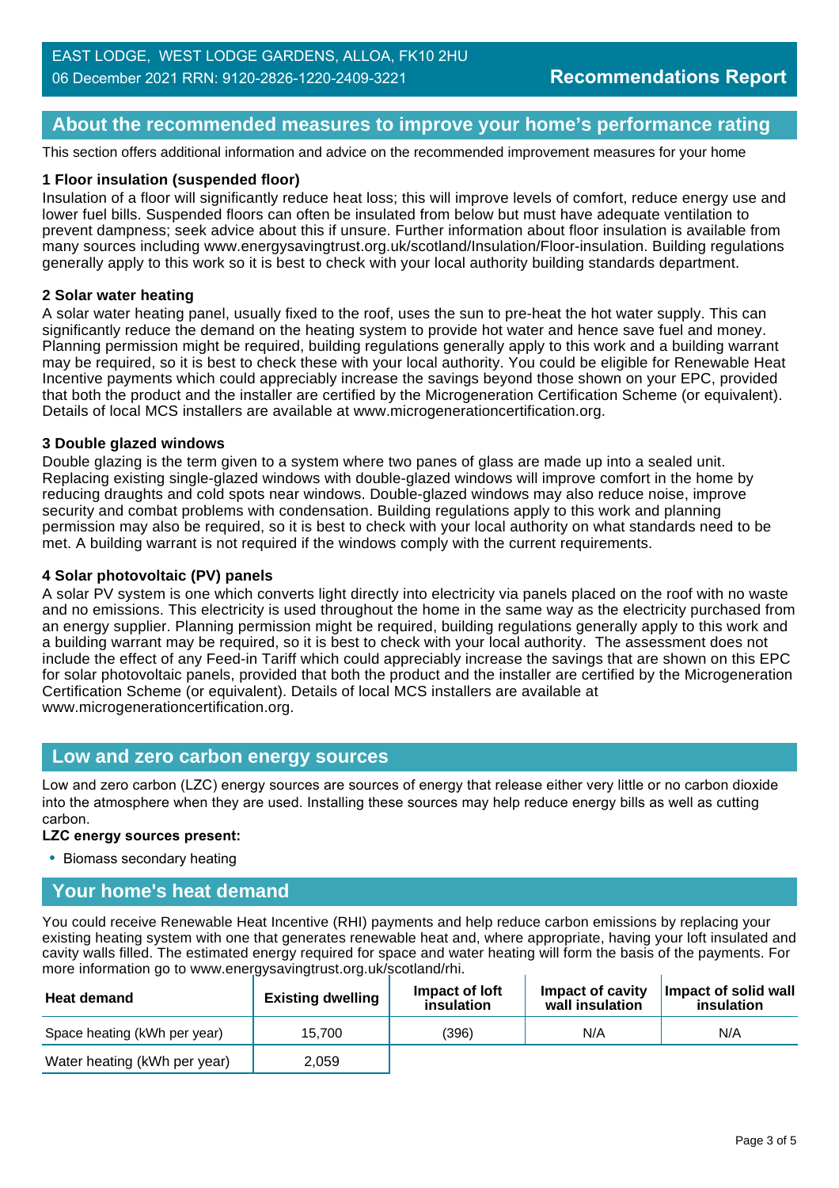EAST LODGE, WEST LODGE GARDENS, ALLOA, FK10 2HU
06 December 2021 RRN: 9120-2826-1220-2409-3221

**Recommendations Report**

## About the recommended measures to improve your home's performance rating

This section offers additional information and advice on the recommended improvement measures for your home

**1 Floor insulation (suspended floor)**

Insulation of a floor will significantly reduce heat loss; this will improve levels of comfort, reduce energy use and lower fuel bills. Suspended floors can often be insulated from below but must have adequate ventilation to prevent dampness; seek advice about this if unsure. Further information about floor insulation is available from many sources including www.energysavingtrust.org.uk/scotland/Insulation/Floor-insulation. Building regulations generally apply to this work so it is best to check with your local authority building standards department.

**2 Solar water heating**

A solar water heating panel, usually fixed to the roof, uses the sun to pre-heat the hot water supply. This can significantly reduce the demand on the heating system to provide hot water and hence save fuel and money. Planning permission might be required, building regulations generally apply to this work and a building warrant may be required, so it is best to check these with your local authority. You could be eligible for Renewable Heat Incentive payments which could appreciably increase the savings beyond those shown on your EPC, provided that both the product and the installer are certified by the Microgeneration Certification Scheme (or equivalent). Details of local MCS installers are available at www.microgenerationcertification.org.

**3 Double glazed windows**

Double glazing is the term given to a system where two panes of glass are made up into a sealed unit. Replacing existing single-glazed windows with double-glazed windows will improve comfort in the home by reducing draughts and cold spots near windows. Double-glazed windows may also reduce noise, improve security and combat problems with condensation. Building regulations apply to this work and planning permission may also be required, so it is best to check with your local authority on what standards need to be met. A building warrant is not required if the windows comply with the current requirements.

**4 Solar photovoltaic (PV) panels**

A solar PV system is one which converts light directly into electricity via panels placed on the roof with no waste and no emissions. This electricity is used throughout the home in the same way as the electricity purchased from an energy supplier. Planning permission might be required, building regulations generally apply to this work and a building warrant may be required, so it is best to check with your local authority. The assessment does not include the effect of any Feed-in Tariff which could appreciably increase the savings that are shown on this EPC for solar photovoltaic panels, provided that both the product and the installer are certified by the Microgeneration Certification Scheme (or equivalent). Details of local MCS installers are available at www.microgenerationcertification.org.

## Low and zero carbon energy sources

Low and zero carbon (LZC) energy sources are sources of energy that release either very little or no carbon dioxide into the atmosphere when they are used. Installing these sources may help reduce energy bills as well as cutting carbon.

**LZC energy sources present:**

- Biomass secondary heating

## Your home's heat demand

You could receive Renewable Heat Incentive (RHI) payments and help reduce carbon emissions by replacing your existing heating system with one that generates renewable heat and, where appropriate, having your loft insulated and cavity walls filled. The estimated energy required for space and water heating will form the basis of the payments. For more information go to www.energysavingtrust.org.uk/scotland/rhi.

| Heat demand | Existing dwelling | Impact of loft insulation | Impact of cavity wall insulation | Impact of solid wall insulation |
|---|---|---|---|---|
| Space heating (kWh per year) | 15,700 | (396) | N/A | N/A |
| Water heating (kWh per year) | 2,059 | | | |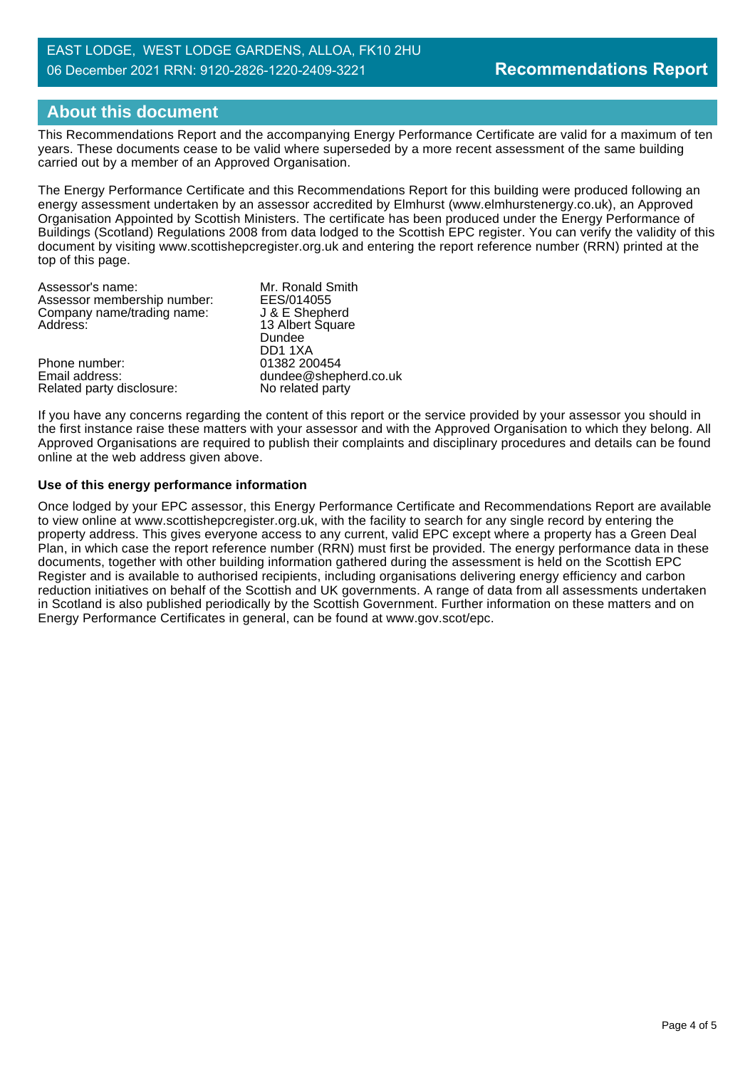## About this document

This Recommendations Report and the accompanying Energy Performance Certificate are valid for a maximum of ten years. These documents cease to be valid where superseded by a more recent assessment of the same building carried out by a member of an Approved Organisation.

The Energy Performance Certificate and this Recommendations Report for this building were produced following an energy assessment undertaken by an assessor accredited by Elmhurst (www.elmhurstenergy.co.uk), an Approved Organisation Appointed by Scottish Ministers. The certificate has been produced under the Energy Performance of Buildings (Scotland) Regulations 2008 from data lodged to the Scottish EPC register. You can verify the validity of this document by visiting www.scottishepcregister.org.uk and entering the report reference number (RRN) printed at the top of this page.

| | |
|---|---|
| Assessor's name: | Mr. Ronald Smith |
| Assessor membership number: | EES/014055 |
| Company name/trading name: | J & E Shepherd |
| Address: | 13 Albert Square<br>Dundee<br>DD1 1XA |
| Phone number: | 01382 200454 |
| Email address: | dundee@shepherd.co.uk |
| Related party disclosure: | No related party |

If you have any concerns regarding the content of this report or the service provided by your assessor you should in the first instance raise these matters with your assessor and with the Approved Organisation to which they belong. All Approved Organisations are required to publish their complaints and disciplinary procedures and details can be found online at the web address given above.

**Use of this energy performance information**

Once lodged by your EPC assessor, this Energy Performance Certificate and Recommendations Report are available to view online at www.scottishepcregister.org.uk, with the facility to search for any single record by entering the property address. This gives everyone access to any current, valid EPC except where a property has a Green Deal Plan, in which case the report reference number (RRN) must first be provided. The energy performance data in these documents, together with other building information gathered during the assessment is held on the Scottish EPC Register and is available to authorised recipients, including organisations delivering energy efficiency and carbon reduction initiatives on behalf of the Scottish and UK governments. A range of data from all assessments undertaken in Scotland is also published periodically by the Scottish Government. Further information on these matters and on Energy Performance Certificates in general, can be found at www.gov.scot/epc.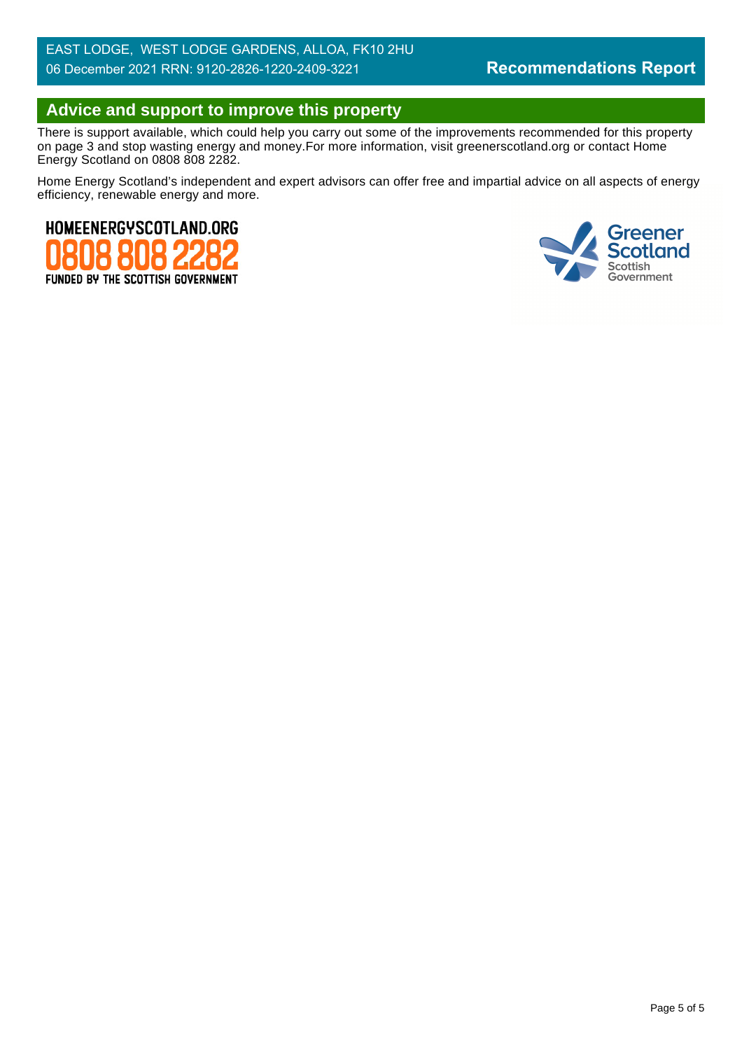## Advice and support to improve this property

There is support available, which could help you carry out some of the improvements recommended for this property on page 3 and stop wasting energy and money.For more information, visit greenerscotland.org or contact Home Energy Scotland on 0808 808 2282.

Home Energy Scotland's independent and expert advisors can offer free and impartial advice on all aspects of energy efficiency, renewable energy and more.

HOMEENERGYSCOTLAND.ORG
0808 808 2282
FUNDED BY THE SCOTTISH GOVERNMENT

Greener Scotland
Scottish Government